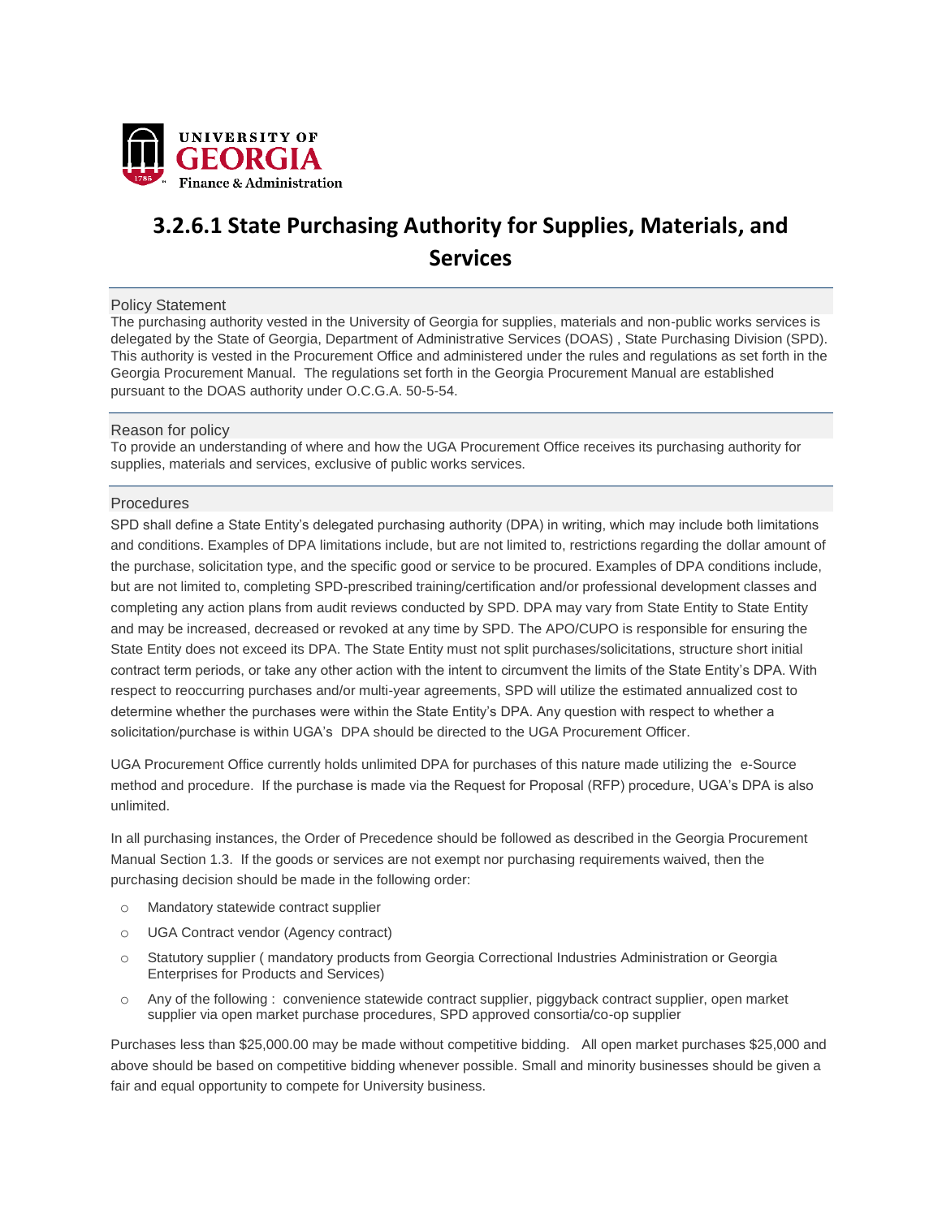UNIVERSITY OF GEORGIA
Finance & Administration

# 3.2.6.1 State Purchasing Authority for Supplies, Materials, and Services

## Policy Statement

The purchasing authority vested in the University of Georgia for supplies, materials and non-public works services is delegated by the State of Georgia, Department of Administrative Services (DOAS) , State Purchasing Division (SPD). This authority is vested in the Procurement Office and administered under the rules and regulations as set forth in the Georgia Procurement Manual. The regulations set forth in the Georgia Procurement Manual are established pursuant to the DOAS authority under O.C.G.A. 50-5-54.

## Reason for policy

To provide an understanding of where and how the UGA Procurement Office receives its purchasing authority for supplies, materials and services, exclusive of public works services.

## Procedures

SPD shall define a State Entity's delegated purchasing authority (DPA) in writing, which may include both limitations and conditions. Examples of DPA limitations include, but are not limited to, restrictions regarding the dollar amount of the purchase, solicitation type, and the specific good or service to be procured. Examples of DPA conditions include, but are not limited to, completing SPD-prescribed training/certification and/or professional development classes and completing any action plans from audit reviews conducted by SPD. DPA may vary from State Entity to State Entity and may be increased, decreased or revoked at any time by SPD. The APO/CUPO is responsible for ensuring the State Entity does not exceed its DPA. The State Entity must not split purchases/solicitations, structure short initial contract term periods, or take any other action with the intent to circumvent the limits of the State Entity's DPA. With respect to reoccurring purchases and/or multi-year agreements, SPD will utilize the estimated annualized cost to determine whether the purchases were within the State Entity's DPA. Any question with respect to whether a solicitation/purchase is within UGA's DPA should be directed to the UGA Procurement Officer.

UGA Procurement Office currently holds unlimited DPA for purchases of this nature made utilizing the e-Source method and procedure. If the purchase is made via the Request for Proposal (RFP) procedure, UGA's DPA is also unlimited.

In all purchasing instances, the Order of Precedence should be followed as described in the Georgia Procurement Manual Section 1.3. If the goods or services are not exempt nor purchasing requirements waived, then the purchasing decision should be made in the following order:

- Mandatory statewide contract supplier
- UGA Contract vendor (Agency contract)
- Statutory supplier ( mandatory products from Georgia Correctional Industries Administration or Georgia Enterprises for Products and Services)
- Any of the following : convenience statewide contract supplier, piggyback contract supplier, open market supplier via open market purchase procedures, SPD approved consortia/co-op supplier

Purchases less than $25,000.00 may be made without competitive bidding. All open market purchases $25,000 and above should be based on competitive bidding whenever possible. Small and minority businesses should be given a fair and equal opportunity to compete for University business.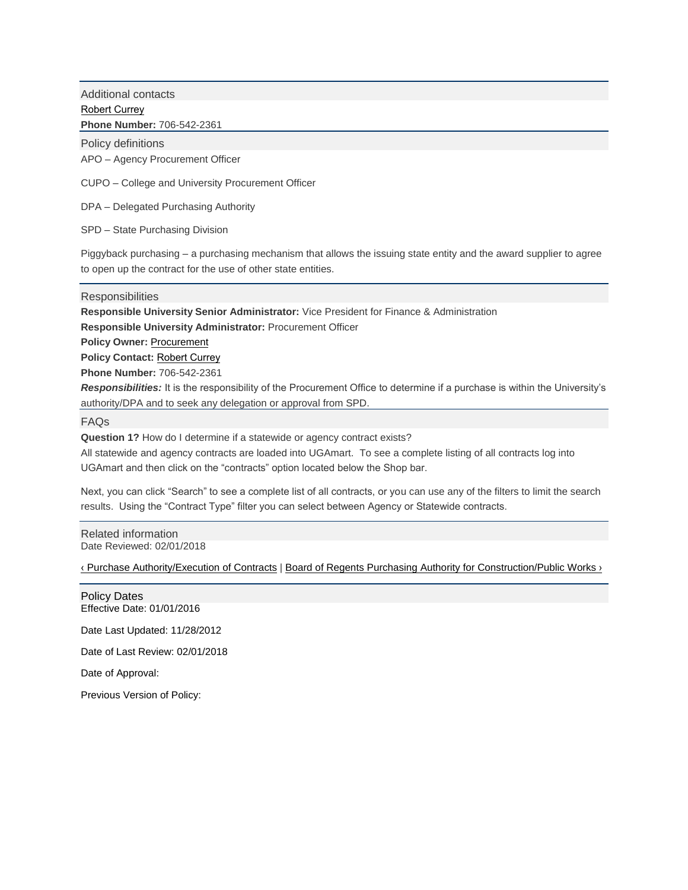## Additional contacts

Robert Currey

**Phone Number:** 706-542-2361

## Policy definitions

APO – Agency Procurement Officer

CUPO – College and University Procurement Officer

DPA – Delegated Purchasing Authority

SPD – State Purchasing Division

Piggyback purchasing – a purchasing mechanism that allows the issuing state entity and the award supplier to agree to open up the contract for the use of other state entities.

## Responsibilities

**Responsible University Senior Administrator:** Vice President for Finance & Administration

**Responsible University Administrator:** Procurement Officer

**Policy Owner:** Procurement

**Policy Contact:** Robert Currey

**Phone Number:** 706-542-2361

***Responsibilities:*** It is the responsibility of the Procurement Office to determine if a purchase is within the University's authority/DPA and to seek any delegation or approval from SPD.

## FAQs

**Question 1?** How do I determine if a statewide or agency contract exists?

All statewide and agency contracts are loaded into UGAmart. To see a complete listing of all contracts log into UGAmart and then click on the "contracts" option located below the Shop bar.

Next, you can click "Search" to see a complete list of all contracts, or you can use any of the filters to limit the search results. Using the "Contract Type" filter you can select between Agency or Statewide contracts.

## Related information

Date Reviewed: 02/01/2018

‹ Purchase Authority/Execution of Contracts | Board of Regents Purchasing Authority for Construction/Public Works ›

## Policy Dates

Effective Date: 01/01/2016

Date Last Updated: 11/28/2012

Date of Last Review: 02/01/2018

Date of Approval:

Previous Version of Policy: